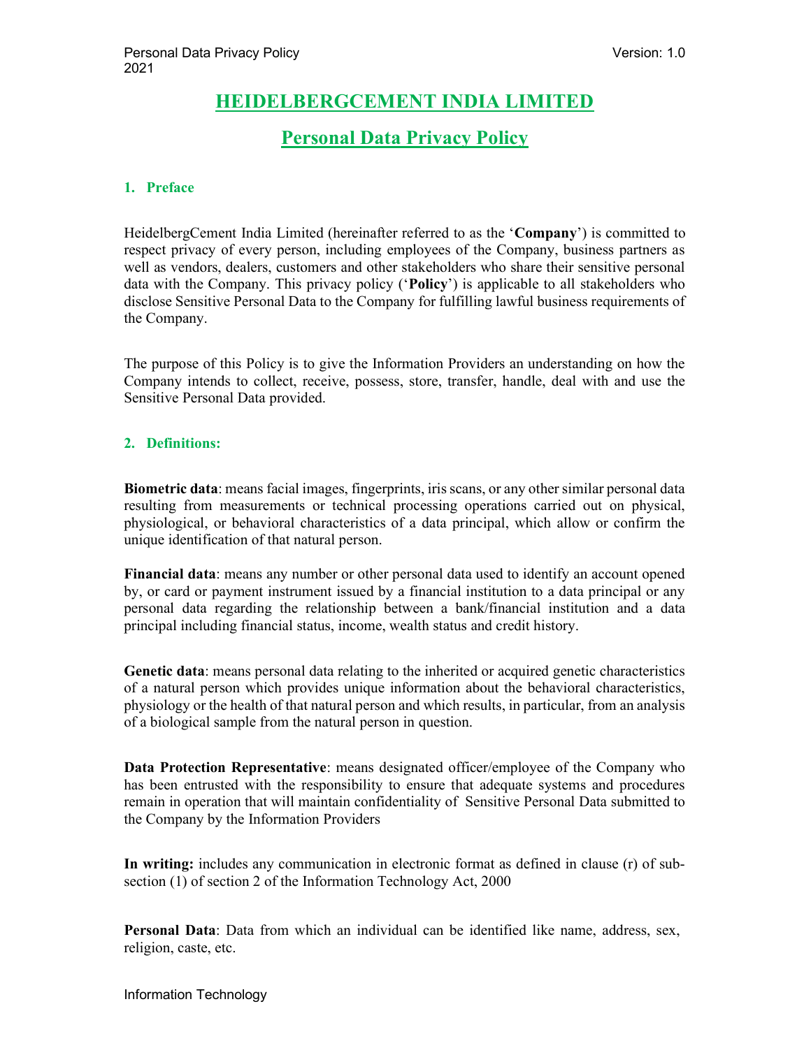# HEIDELBERGCEMENT INDIA LIMITED

## Personal Data Privacy Policy

### 1. Preface

HeidelbergCement India Limited (hereinafter referred to as the '**Company**') is committed to respect privacy of every person, including employees of the Company, business partners as well as vendors, dealers, customers and other stakeholders who share their sensitive personal data with the Company. This privacy policy ('**Policy**') is applicable to all stakeholders who disclose Sensitive Personal Data to the Company for fulfilling lawful business requirements of the Company.

The purpose of this Policy is to give the Information Providers an understanding on how the Company intends to collect, receive, possess, store, transfer, handle, deal with and use the Sensitive Personal Data provided.

### 2. Definitions:

**Biometric data**: means facial images, fingerprints, iris scans, or any other similar personal data resulting from measurements or technical processing operations carried out on physical, physiological, or behavioral characteristics of a data principal, which allow or confirm the unique identification of that natural person.

**Financial data**: means any number or other personal data used to identify an account opened by, or card or payment instrument issued by a financial institution to a data principal or any personal data regarding the relationship between a bank/financial institution and a data principal including financial status, income, wealth status and credit history.

**Genetic data**: means personal data relating to the inherited or acquired genetic characteristics of a natural person which provides unique information about the behavioral characteristics, physiology or the health of that natural person and which results, in particular, from an analysis of a biological sample from the natural person in question.

**Data Protection Representative**: means designated officer/employee of the Company who has been entrusted with the responsibility to ensure that adequate systems and procedures remain in operation that will maintain confidentiality of Sensitive Personal Data submitted to the Company by the Information Providers

**In writing:** includes any communication in electronic format as defined in clause (r) of sub-section (1) of section 2 of the Information Technology Act, 2000

**Personal Data**: Data from which an individual can be identified like name, address, sex, religion, caste, etc.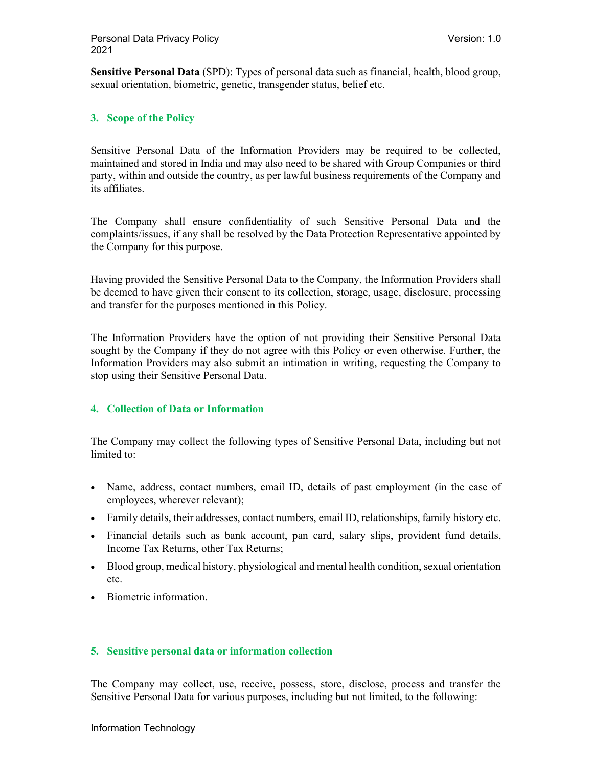**Sensitive Personal Data** (SPD): Types of personal data such as financial, health, blood group, sexual orientation, biometric, genetic, transgender status, belief etc.

## 3. Scope of the Policy

Sensitive Personal Data of the Information Providers may be required to be collected, maintained and stored in India and may also need to be shared with Group Companies or third party, within and outside the country, as per lawful business requirements of the Company and its affiliates.

The Company shall ensure confidentiality of such Sensitive Personal Data and the complaints/issues, if any shall be resolved by the Data Protection Representative appointed by the Company for this purpose.

Having provided the Sensitive Personal Data to the Company, the Information Providers shall be deemed to have given their consent to its collection, storage, usage, disclosure, processing and transfer for the purposes mentioned in this Policy.

The Information Providers have the option of not providing their Sensitive Personal Data sought by the Company if they do not agree with this Policy or even otherwise. Further, the Information Providers may also submit an intimation in writing, requesting the Company to stop using their Sensitive Personal Data.

## 4. Collection of Data or Information

The Company may collect the following types of Sensitive Personal Data, including but not limited to:

- Name, address, contact numbers, email ID, details of past employment (in the case of employees, wherever relevant);
- Family details, their addresses, contact numbers, email ID, relationships, family history etc.
- Financial details such as bank account, pan card, salary slips, provident fund details, Income Tax Returns, other Tax Returns;
- Blood group, medical history, physiological and mental health condition, sexual orientation etc.
- Biometric information.

## 5. Sensitive personal data or information collection

The Company may collect, use, receive, possess, store, disclose, process and transfer the Sensitive Personal Data for various purposes, including but not limited, to the following: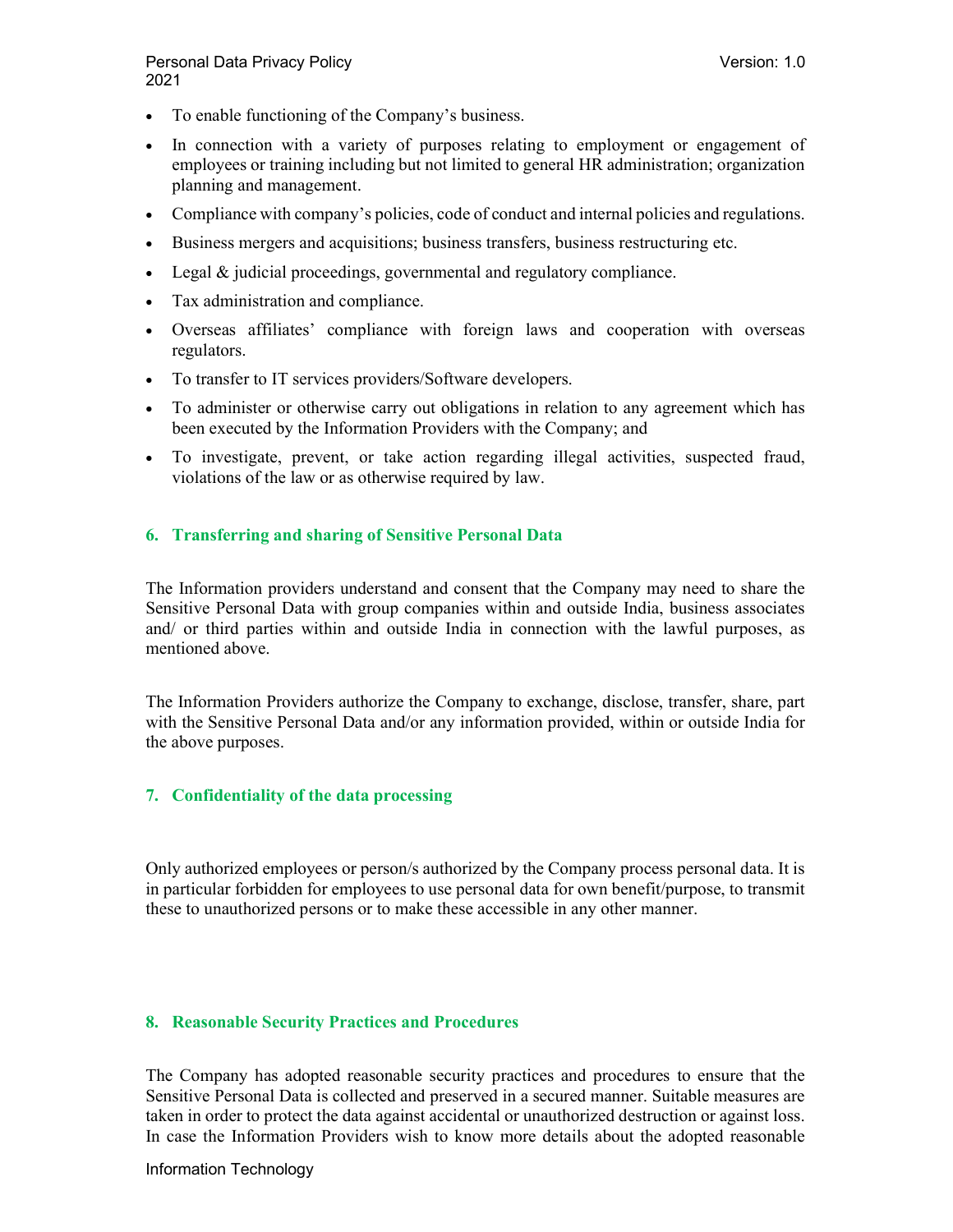- To enable functioning of the Company's business.
- In connection with a variety of purposes relating to employment or engagement of employees or training including but not limited to general HR administration; organization planning and management.
- Compliance with company's policies, code of conduct and internal policies and regulations.
- Business mergers and acquisitions; business transfers, business restructuring etc.
- Legal & judicial proceedings, governmental and regulatory compliance.
- Tax administration and compliance.
- Overseas affiliates' compliance with foreign laws and cooperation with overseas regulators.
- To transfer to IT services providers/Software developers.
- To administer or otherwise carry out obligations in relation to any agreement which has been executed by the Information Providers with the Company; and
- To investigate, prevent, or take action regarding illegal activities, suspected fraud, violations of the law or as otherwise required by law.

## 6. Transferring and sharing of Sensitive Personal Data

The Information providers understand and consent that the Company may need to share the Sensitive Personal Data with group companies within and outside India, business associates and/ or third parties within and outside India in connection with the lawful purposes, as mentioned above.

The Information Providers authorize the Company to exchange, disclose, transfer, share, part with the Sensitive Personal Data and/or any information provided, within or outside India for the above purposes.

## 7. Confidentiality of the data processing

Only authorized employees or person/s authorized by the Company process personal data. It is in particular forbidden for employees to use personal data for own benefit/purpose, to transmit these to unauthorized persons or to make these accessible in any other manner.

## 8. Reasonable Security Practices and Procedures

The Company has adopted reasonable security practices and procedures to ensure that the Sensitive Personal Data is collected and preserved in a secured manner. Suitable measures are taken in order to protect the data against accidental or unauthorized destruction or against loss. In case the Information Providers wish to know more details about the adopted reasonable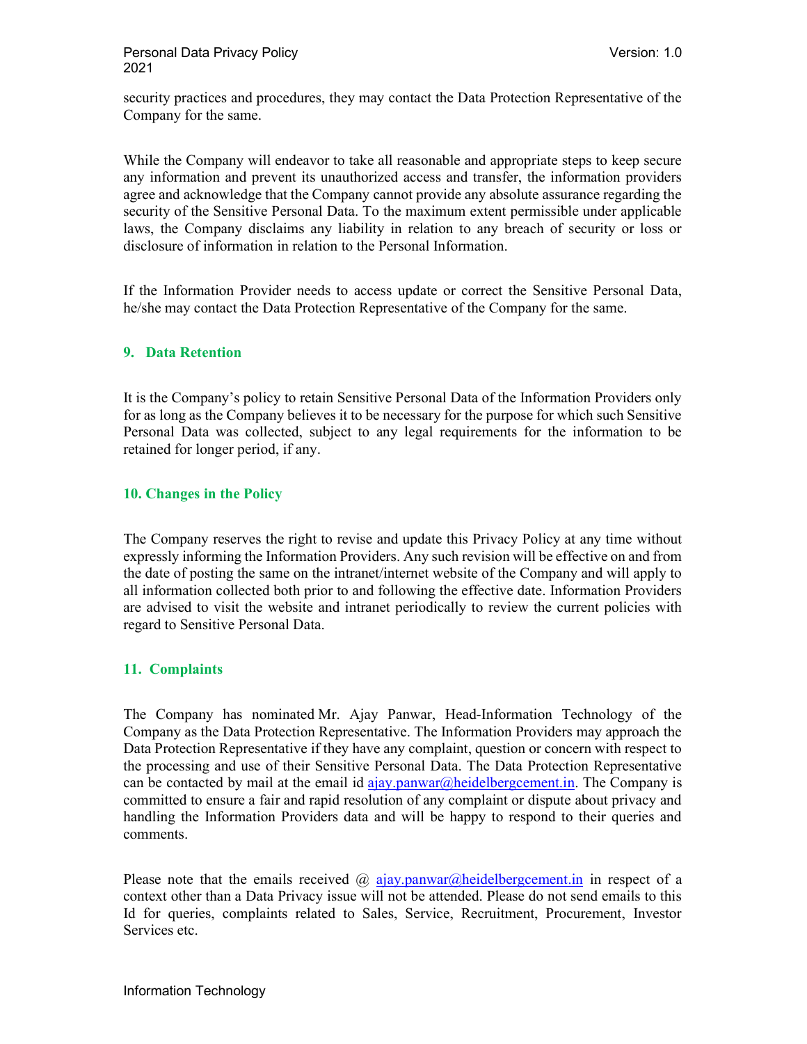security practices and procedures, they may contact the Data Protection Representative of the Company for the same.

While the Company will endeavor to take all reasonable and appropriate steps to keep secure any information and prevent its unauthorized access and transfer, the information providers agree and acknowledge that the Company cannot provide any absolute assurance regarding the security of the Sensitive Personal Data. To the maximum extent permissible under applicable laws, the Company disclaims any liability in relation to any breach of security or loss or disclosure of information in relation to the Personal Information.

If the Information Provider needs to access update or correct the Sensitive Personal Data, he/she may contact the Data Protection Representative of the Company for the same.

## 9. Data Retention

It is the Company's policy to retain Sensitive Personal Data of the Information Providers only for as long as the Company believes it to be necessary for the purpose for which such Sensitive Personal Data was collected, subject to any legal requirements for the information to be retained for longer period, if any.

## 10. Changes in the Policy

The Company reserves the right to revise and update this Privacy Policy at any time without expressly informing the Information Providers. Any such revision will be effective on and from the date of posting the same on the intranet/internet website of the Company and will apply to all information collected both prior to and following the effective date. Information Providers are advised to visit the website and intranet periodically to review the current policies with regard to Sensitive Personal Data.

## 11. Complaints

The Company has nominated Mr. Ajay Panwar, Head-Information Technology of the Company as the Data Protection Representative. The Information Providers may approach the Data Protection Representative if they have any complaint, question or concern with respect to the processing and use of their Sensitive Personal Data. The Data Protection Representative can be contacted by mail at the email id ajay.panwar@heidelbergcement.in. The Company is committed to ensure a fair and rapid resolution of any complaint or dispute about privacy and handling the Information Providers data and will be happy to respond to their queries and comments.

Please note that the emails received @ ajay.panwar@heidelbergcement.in in respect of a context other than a Data Privacy issue will not be attended. Please do not send emails to this Id for queries, complaints related to Sales, Service, Recruitment, Procurement, Investor Services etc.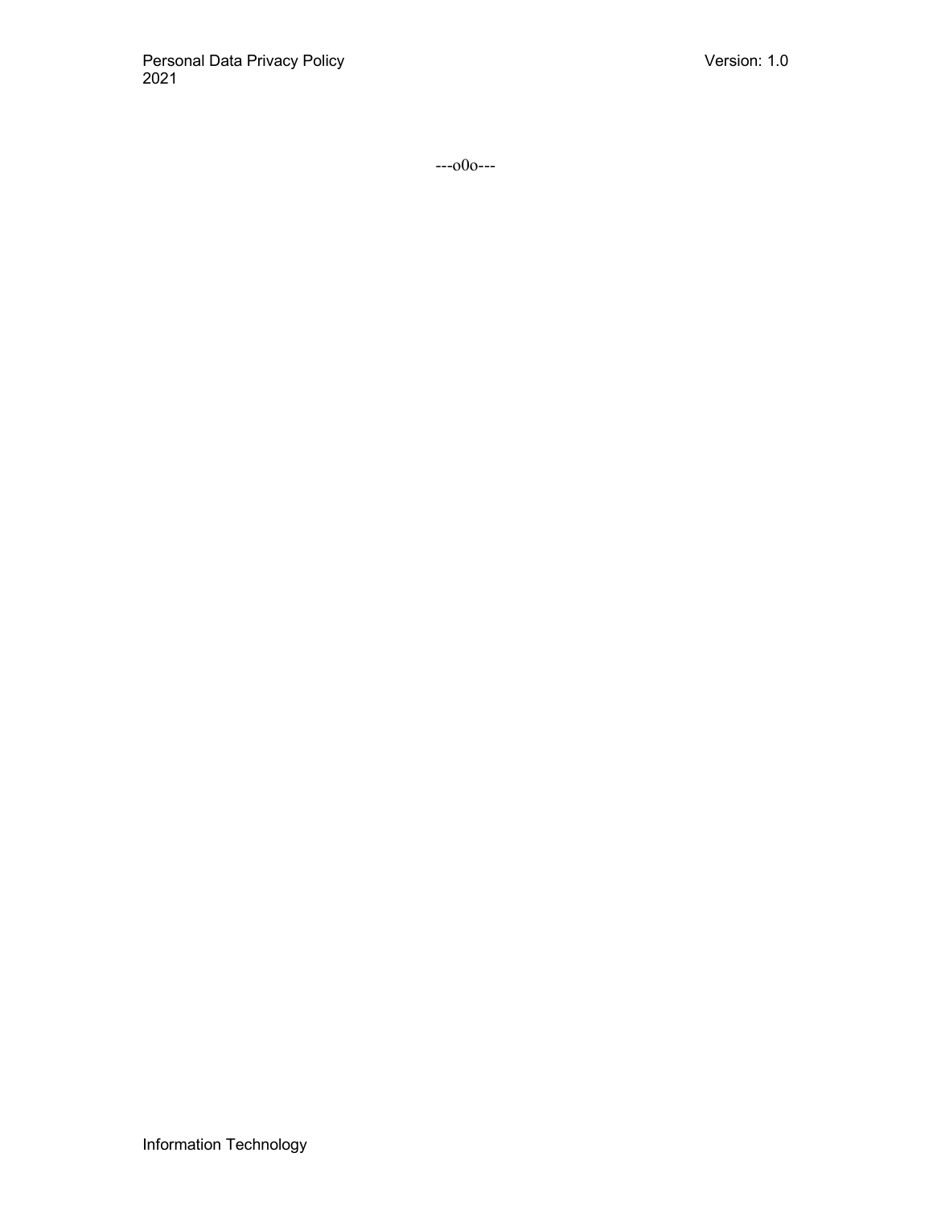---o0o---